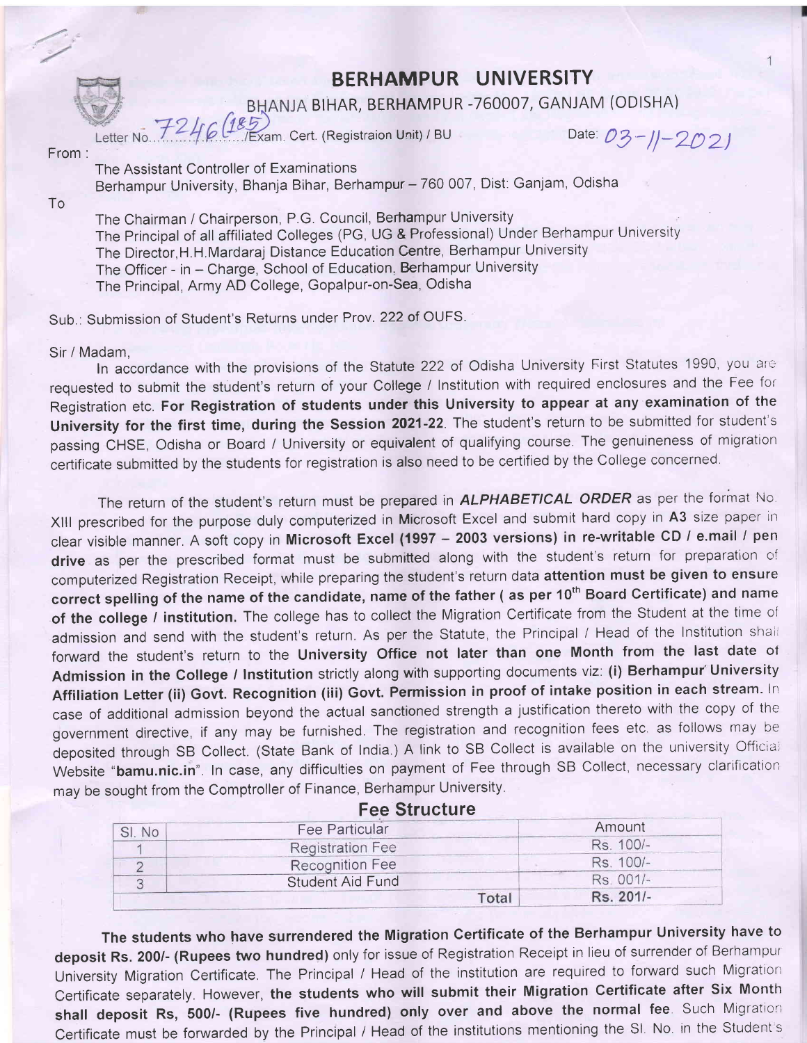# BERHAMPUR UNIVERSITY

BHANJA BIHAR, BERHAMPUR -760007, GANJAM (ODISHA)

Letter No. 7246 (185) /Exam. Cert. (Registraion Unit) / BU Date: 03-11-2021

From :

The Assistant Controller of Examinations
Berhampur University, Bhanja Bihar, Berhampur – 760 007, Dist: Ganjam, Odisha

To

The Chairman / Chairperson, P.G. Council, Berhampur University
The Principal of all affiliated Colleges (PG, UG & Professional) Under Berhampur University
The Director, H.H.Mardaraj Distance Education Centre, Berhampur University
The Officer - in – Charge, School of Education, Berhampur University
The Principal, Army AD College, Gopalpur-on-Sea, Odisha

Sub.: Submission of Student's Returns under Prov. 222 of OUFS.

Sir / Madam,

In accordance with the provisions of the Statute 222 of Odisha University First Statutes 1990, you are requested to submit the student's return of your College / Institution with required enclosures and the Fee for Registration etc. **For Registration of students under this University to appear at any examination of the University for the first time, during the Session 2021-22.** The student's return to be submitted for student's passing CHSE, Odisha or Board / University or equivalent of qualifying course. The genuineness of migration certificate submitted by the students for registration is also need to be certified by the College concerned.

The return of the student's return must be prepared in ***ALPHABETICAL ORDER*** as per the format No. XIII prescribed for the purpose duly computerized in Microsoft Excel and submit hard copy in **A3** size paper in clear visible manner. A soft copy in **Microsoft Excel (1997 – 2003 versions) in re-writable CD / e.mail / pen drive** as per the prescribed format must be submitted along with the student's return for preparation of computerized Registration Receipt, while preparing the student's return data **attention must be given to ensure correct spelling of the name of the candidate, name of the father ( as per 10th Board Certificate) and name of the college / institution.** The college has to collect the Migration Certificate from the Student at the time of admission and send with the student's return. As per the Statute, the Principal / Head of the Institution shall forward the student's return to the **University Office not later than one Month from the last date of Admission in the College / Institution** strictly along with supporting documents viz: **(i) Berhampur University Affiliation Letter (ii) Govt. Recognition (iii) Govt. Permission in proof of intake position in each stream.** In case of additional admission beyond the actual sanctioned strength a justification thereto with the copy of the government directive, if any may be furnished. The registration and recognition fees etc. as follows may be deposited through SB Collect. (State Bank of India.) A link to SB Collect is available on the university Official Website "**bamu.nic.in**". In case, any difficulties on payment of Fee through SB Collect, necessary clarification may be sought from the Comptroller of Finance, Berhampur University.

## Fee Structure

| Sl. No | Fee Particular | Amount |
|---|---|---|
| 1 | Registration Fee | Rs. 100/- |
| 2 | Recognition Fee | Rs. 100/- |
| 3 | Student Aid Fund | Rs. 001/- |
| | **Total** | **Rs. 201/-** |

**The students who have surrendered the Migration Certificate of the Berhampur University have to deposit Rs. 200/- (Rupees two hundred)** only for issue of Registration Receipt in lieu of surrender of Berhampur University Migration Certificate. The Principal / Head of the institution are required to forward such Migration Certificate separately. However, **the students who will submit their Migration Certificate after Six Month shall deposit Rs, 500/- (Rupees five hundred) only over and above the normal fee**. Such Migration Certificate must be forwarded by the Principal / Head of the institutions mentioning the Sl. No. in the Student's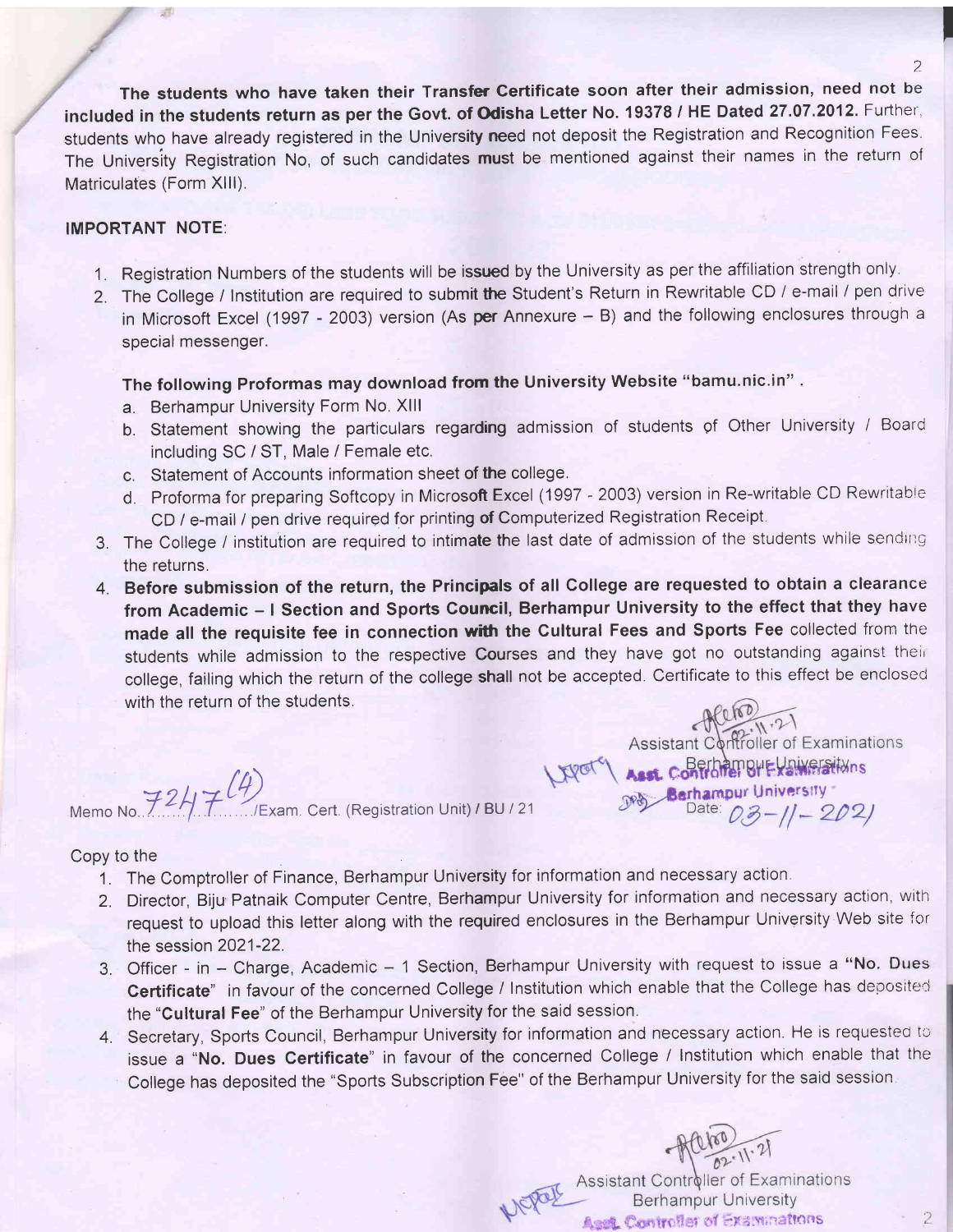**The students who have taken their Transfer Certificate soon after their admission, need not be included in the students return as per the Govt. of Odisha Letter No. 19378 / HE Dated 27.07.2012.** Further, students who have already registered in the University need not deposit the Registration and Recognition Fees. The University Registration No, of such candidates must be mentioned against their names in the return of Matriculates (Form XIII).

**IMPORTANT NOTE**:

1. Registration Numbers of the students will be issued by the University as per the affiliation strength only.
2. The College / Institution are required to submit the Student's Return in Rewritable CD / e-mail / pen drive in Microsoft Excel (1997 - 2003) version (As per Annexure – B) and the following enclosures through a special messenger.

   **The following Proformas may download from the University Website "bamu.nic.in"** .

   a. Berhampur University Form No. XIII
   b. Statement showing the particulars regarding admission of students of Other University / Board including SC / ST, Male / Female etc.
   c. Statement of Accounts information sheet of the college.
   d. Proforma for preparing Softcopy in Microsoft Excel (1997 - 2003) version in Re-writable CD Rewritable CD / e-mail / pen drive required for printing of Computerized Registration Receipt.
3. The College / institution are required to intimate the last date of admission of the students while sending the returns.
4. **Before submission of the return, the Principals of all College are requested to obtain a clearance from Academic – I Section and Sports Council, Berhampur University to the effect that they have made all the requisite fee in connection with the Cultural Fees and Sports Fee** collected from the students while admission to the respective Courses and they have got no outstanding against their college, failing which the return of the college shall not be accepted. Certificate to this effect be enclosed with the return of the students.

Assistant Controller of Examinations
Berhampur University

Memo No. 7247(4)/Exam. Cert. (Registration Unit) / BU / 21    Date: 03-11-2021

Copy to the

1. The Comptroller of Finance, Berhampur University for information and necessary action.
2. Director, Biju Patnaik Computer Centre, Berhampur University for information and necessary action, with request to upload this letter along with the required enclosures in the Berhampur University Web site for the session 2021-22.
3. Officer - in – Charge, Academic – 1 Section, Berhampur University with request to issue a **"No. Dues Certificate"** in favour of the concerned College / Institution which enable that the College has deposited the "**Cultural Fee**" of the Berhampur University for the said session.
4. Secretary, Sports Council, Berhampur University for information and necessary action. He is requested to issue a "**No. Dues Certificate**" in favour of the concerned College / Institution which enable that the College has deposited the "Sports Subscription Fee" of the Berhampur University for the said session.

Assistant Controller of Examinations
Berhampur University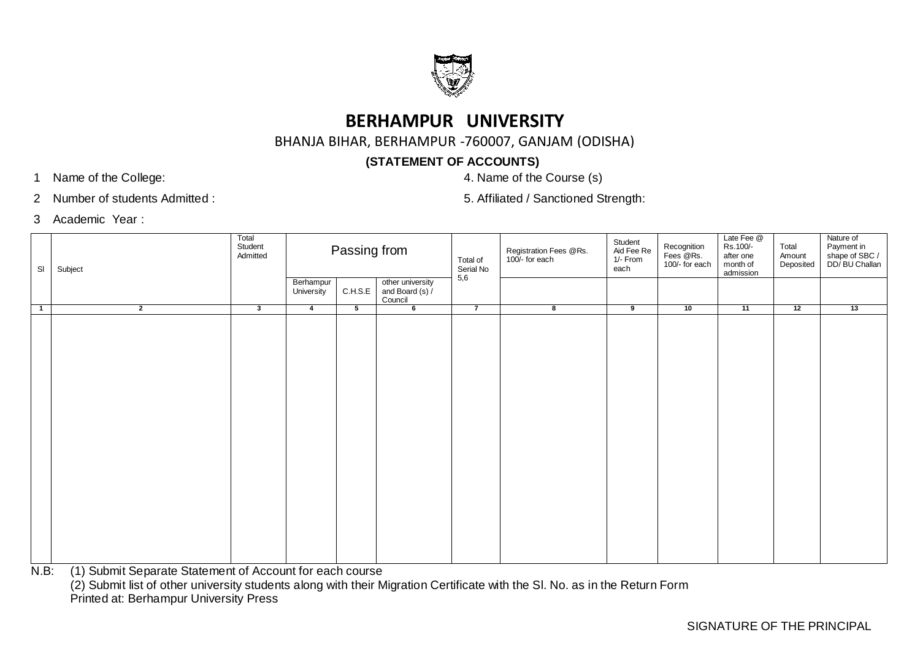# BERHAMPUR UNIVERSITY

BHANJA BIHAR, BERHAMPUR -760007, GANJAM (ODISHA)

**(STATEMENT OF ACCOUNTS)**

1 Name of the College:

2 Number of students Admitted :

3 Academic Year :

4. Name of the Course (s)

5. Affiliated / Sanctioned Strength:

| Sl | Subject | Total Student Admitted | Passing from | | | Total of Serial No 5,6 | Registration Fees @Rs. 100/- for each | Student Aid Fee Re 1/- From each | Recognition Fees @Rs. 100/- for each | Late Fee @ Rs.100/- after one month of admission | Total Amount Deposited | Nature of Payment in shape of SBC / DD/ BU Challan |
|---|---|---|---|---|---|---|---|---|---|---|---|---|
| | | | Berhampur University | C.H.S.E | other university and Board (s) / Council | | | | | | | |
| 1 | 2 | 3 | 4 | 5 | 6 | 7 | 8 | 9 | 10 | 11 | 12 | 13 |
| | | | | | | | | | | | | |

N.B: (1) Submit Separate Statement of Account for each course

(2) Submit list of other university students along with their Migration Certificate with the Sl. No. as in the Return Form

Printed at: Berhampur University Press

SIGNATURE OF THE PRINCIPAL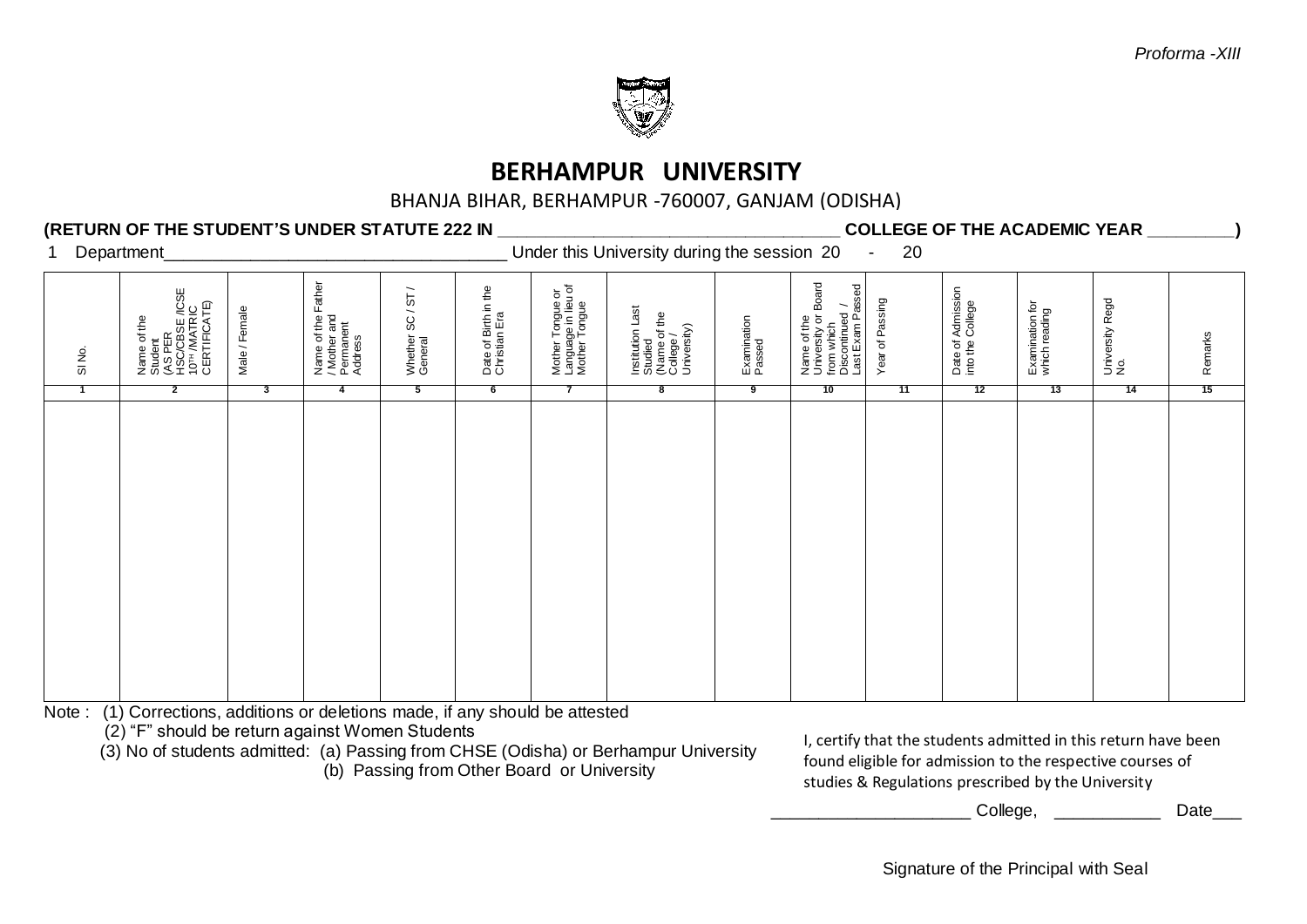*Proforma -XIII*

# BERHAMPUR UNIVERSITY

BHANJA BIHAR, BERHAMPUR -760007, GANJAM (ODISHA)

**(RETURN OF THE STUDENT'S UNDER STATUTE 222 IN ___________________________________ COLLEGE OF THE ACADEMIC YEAR _________)**

1 Department____________________________________ Under this University during the session 20 - 20

| Sl No. | Name of the Student (AS PER HSC/CBSE /ICSE 10TH /MATRIC CERTIFICATE) | Male / Female | Name of the Father / Mother and Permanent Address | Whether SC / ST / General | Date of Birth in the Christian Era | Mother Tongue or Language in lieu of Mother Tongue | Institution Last Studied (Name of the College / University) | Examination Passed | Name of the University or Board from which Discontinued / Last Exam Passed | Year of Passing | Date of Admission into the College | Examination for which reading | University Regd No. | Remarks |
|---|---|---|---|---|---|---|---|---|---|---|---|---|---|---|
| 1 | 2 | 3 | 4 | 5 | 6 | 7 | 8 | 9 | 10 | 11 | 12 | 13 | 14 | 15 |
| | | | | | | | | | | | | | | |

Note : (1) Corrections, additions or deletions made, if any should be attested

(2) "F" should be return against Women Students

(3) No of students admitted: (a) Passing from CHSE (Odisha) or Berhampur University

(b) Passing from Other Board or University

I, certify that the students admitted in this return have been found eligible for admission to the respective courses of studies & Regulations prescribed by the University

_____________________ College, ___________ Date___

Signature of the Principal with Seal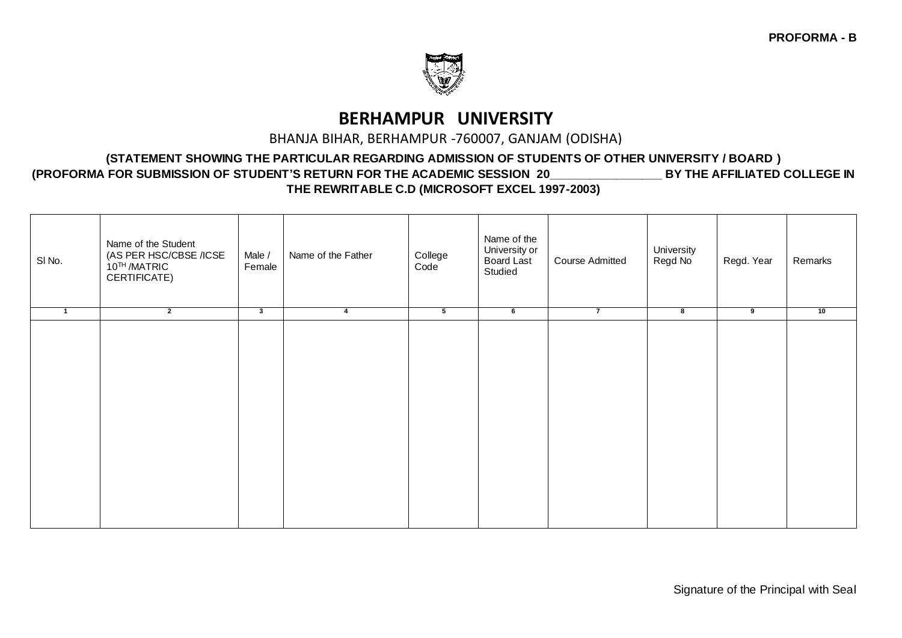**PROFORMA - B**

# BERHAMPUR UNIVERSITY

BHANJA BIHAR, BERHAMPUR -760007, GANJAM (ODISHA)

**(STATEMENT SHOWING THE PARTICULAR REGARDING ADMISSION OF STUDENTS OF OTHER UNIVERSITY / BOARD )**
**(PROFORMA FOR SUBMISSION OF STUDENT'S RETURN FOR THE ACADEMIC SESSION 20________________ BY THE AFFILIATED COLLEGE IN THE REWRITABLE C.D (MICROSOFT EXCEL 1997-2003)**

| Sl No. | Name of the Student (AS PER HSC/CBSE /ICSE 10TH /MATRIC CERTIFICATE) | Male / Female | Name of the Father | College Code | Name of the University or Board Last Studied | Course Admitted | University Regd No | Regd. Year | Remarks |
|---|---|---|---|---|---|---|---|---|---|
| 1 | 2 | 3 | 4 | 5 | 6 | 7 | 8 | 9 | 10 |
| | | | | | | | | | |

Signature of the Principal with Seal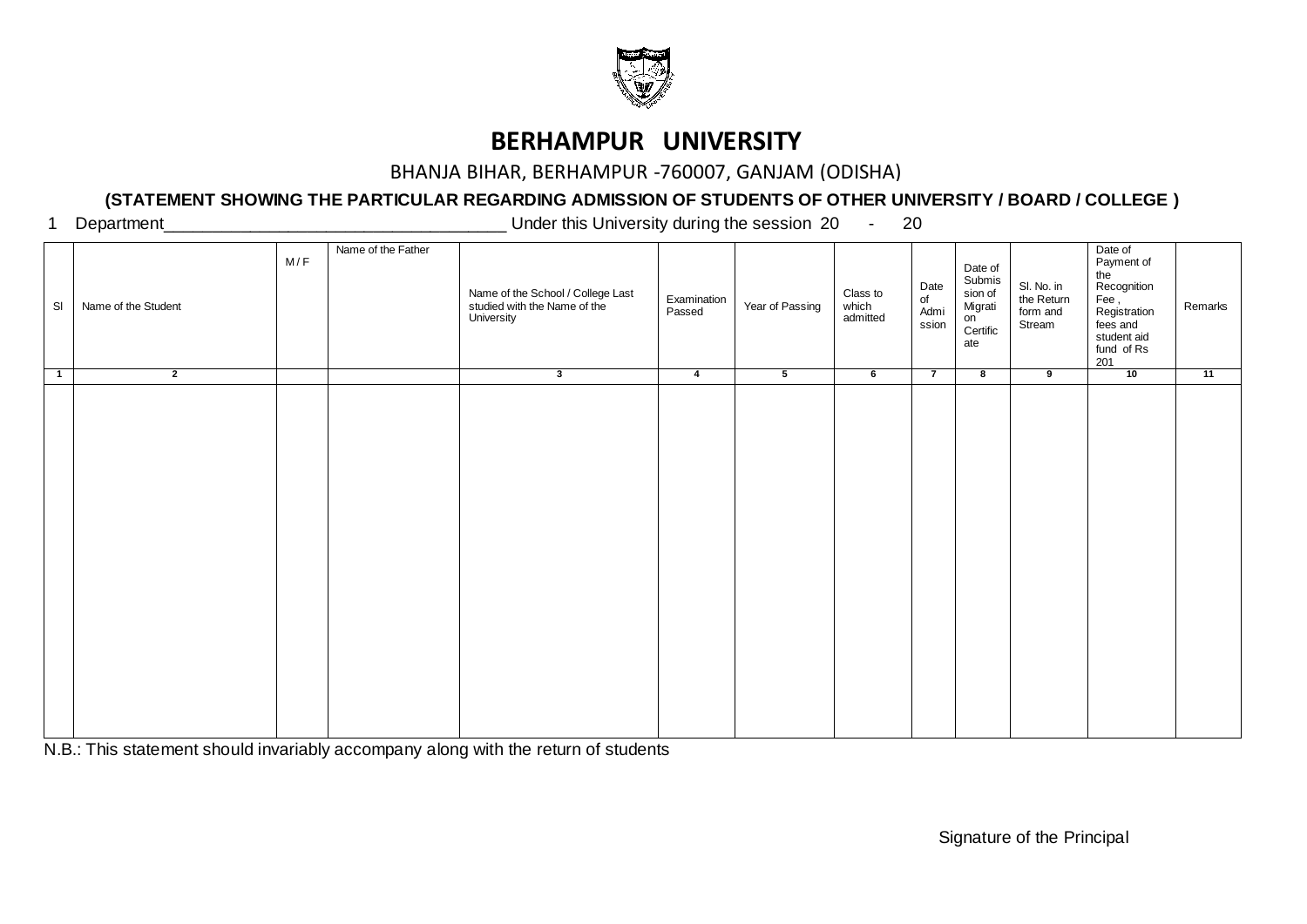# BERHAMPUR UNIVERSITY

BHANJA BIHAR, BERHAMPUR -760007, GANJAM (ODISHA)

**(STATEMENT SHOWING THE PARTICULAR REGARDING ADMISSION OF STUDENTS OF OTHER UNIVERSITY / BOARD / COLLEGE )**

1 Department____________________________________ Under this University during the session 20 - 20

| Sl | Name of the Student | M / F | Name of the Father | Name of the School / College Last studied with the Name of the University | Examination Passed | Year of Passing | Class to which admitted | Date of Admission | Date of Submission of Migration Certificate | Sl. No. in the Return form and Stream | Date of Payment of the Recognition Fee , Registration fees and student aid fund of Rs 201 | Remarks |
|---|---|---|---|---|---|---|---|---|---|---|---|---|
| 1 | 2 | | | 3 | 4 | 5 | 6 | 7 | 8 | 9 | 10 | 11 |
| | | | | | | | | | | | | |

N.B.: This statement should invariably accompany along with the return of students

Signature of the Principal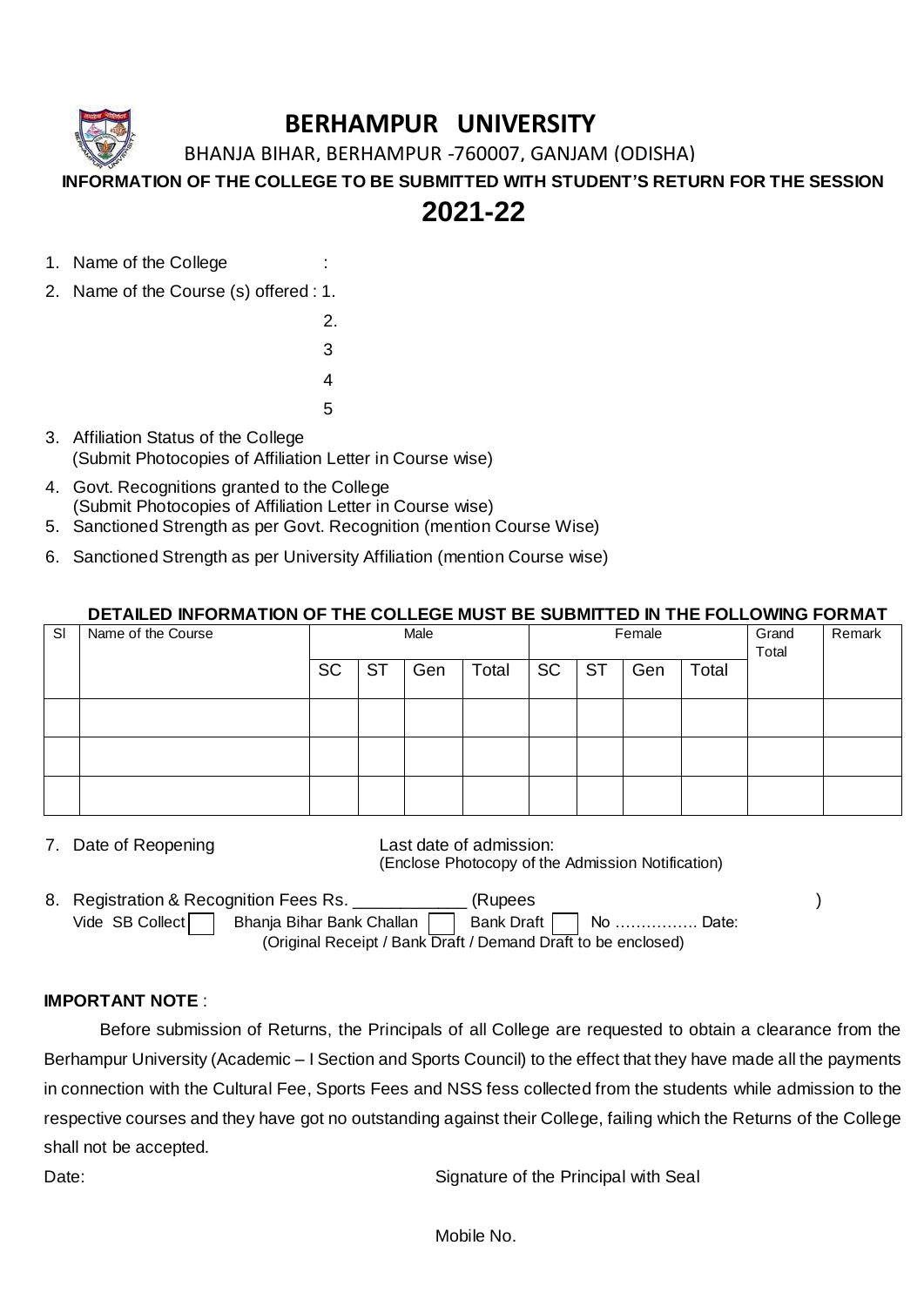# BERHAMPUR UNIVERSITY

BHANJA BIHAR, BERHAMPUR -760007, GANJAM (ODISHA)

**INFORMATION OF THE COLLEGE TO BE SUBMITTED WITH STUDENT'S RETURN FOR THE SESSION**

## 2021-22

1. Name of the College :
2. Name of the Course (s) offered : 1.
   2.
   3
   4
   5
3. Affiliation Status of the College
   (Submit Photocopies of Affiliation Letter in Course wise)
4. Govt. Recognitions granted to the College
   (Submit Photocopies of Affiliation Letter in Course wise)
5. Sanctioned Strength as per Govt. Recognition (mention Course Wise)
6. Sanctioned Strength as per University Affiliation (mention Course wise)

**DETAILED INFORMATION OF THE COLLEGE MUST BE SUBMITTED IN THE FOLLOWING FORMAT**

| Sl | Name of the Course | Male | | | | Female | | | | Grand Total | Remark |
|---|---|---|---|---|---|---|---|---|---|---|---|
| | | SC | ST | Gen | Total | SC | ST | Gen | Total | | |
| | | | | | | | | | | | |
| | | | | | | | | | | | |
| | | | | | | | | | | | |

7. Date of Reopening Last date of admission:
   (Enclose Photocopy of the Admission Notification)
8. Registration & Recognition Fees Rs. ___________ (Rupees )
   Vide SB Collect ☐ Bhanja Bihar Bank Challan ☐ Bank Draft ☐ No ……………. Date:
   (Original Receipt / Bank Draft / Demand Draft to be enclosed)

**IMPORTANT NOTE** :

Before submission of Returns, the Principals of all College are requested to obtain a clearance from the Berhampur University (Academic – I Section and Sports Council) to the effect that they have made all the payments in connection with the Cultural Fee, Sports Fees and NSS fess collected from the students while admission to the respective courses and they have got no outstanding against their College, failing which the Returns of the College shall not be accepted.

Date: Signature of the Principal with Seal

Mobile No.